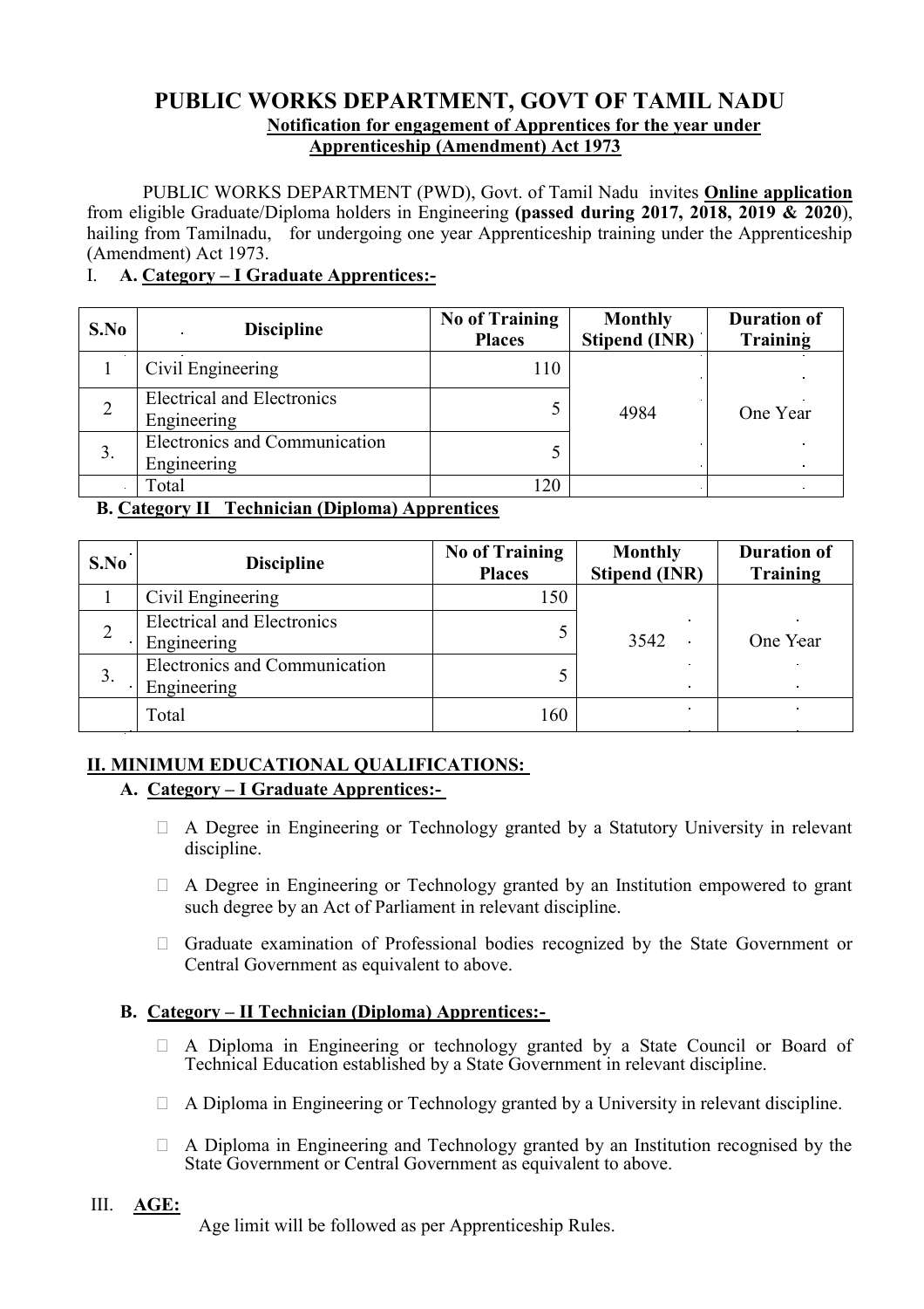# PUBLIC WORKS DEPARTMENT, GOVT OF TAMIL NADU

**Notification for engagement of Apprentices for the year under Apprenticeship (Amendment) Act 1973**

PUBLIC WORKS DEPARTMENT (PWD), Govt. of Tamil Nadu invites **Online application** from eligible Graduate/Diploma holders in Engineering **(passed during 2017, 2018, 2019 & 2020)**, hailing from Tamilnadu, for undergoing one year Apprenticeship training under the Apprenticeship (Amendment) Act 1973.

I. **A. Category – I Graduate Apprentices:-**

| S.No | Discipline | No of Training Places | Monthly Stipend (INR) | Duration of Training |
|---|---|---|---|---|
| 1 | Civil Engineering | 110 | 4984 | One Year |
| 2 | Electrical and Electronics Engineering | 5 | | |
| 3. | Electronics and Communication Engineering | 5 | | |
| | Total | 120 | | |

**B. Category II Technician (Diploma) Apprentices**

| S.No | Discipline | No of Training Places | Monthly Stipend (INR) | Duration of Training |
|---|---|---|---|---|
| 1 | Civil Engineering | 150 | 3542 | One Year |
| 2 | Electrical and Electronics Engineering | 5 | | |
| 3. | Electronics and Communication Engineering | 5 | | |
| | Total | 160 | | |

## II. MINIMUM EDUCATIONAL QUALIFICATIONS:

### A. Category – I Graduate Apprentices:-

- A Degree in Engineering or Technology granted by a Statutory University in relevant discipline.
- A Degree in Engineering or Technology granted by an Institution empowered to grant such degree by an Act of Parliament in relevant discipline.
- Graduate examination of Professional bodies recognized by the State Government or Central Government as equivalent to above.

### B. Category – II Technician (Diploma) Apprentices:-

- A Diploma in Engineering or technology granted by a State Council or Board of Technical Education established by a State Government in relevant discipline.
- A Diploma in Engineering or Technology granted by a University in relevant discipline.
- A Diploma in Engineering and Technology granted by an Institution recognised by the State Government or Central Government as equivalent to above.

## III. AGE:

Age limit will be followed as per Apprenticeship Rules.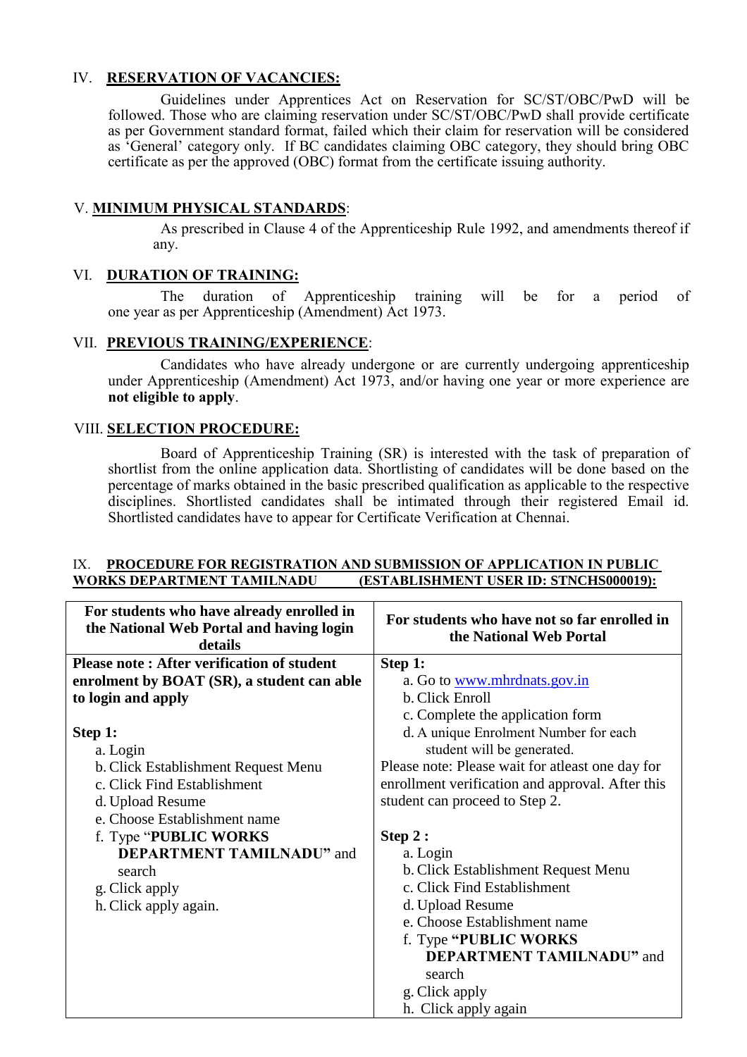## IV. RESERVATION OF VACANCIES:

Guidelines under Apprentices Act on Reservation for SC/ST/OBC/PwD will be followed. Those who are claiming reservation under SC/ST/OBC/PwD shall provide certificate as per Government standard format, failed which their claim for reservation will be considered as 'General' category only. If BC candidates claiming OBC category, they should bring OBC certificate as per the approved (OBC) format from the certificate issuing authority.

## V. MINIMUM PHYSICAL STANDARDS:

As prescribed in Clause 4 of the Apprenticeship Rule 1992, and amendments thereof if any.

## VI. DURATION OF TRAINING:

The duration of Apprenticeship training will be for a period of one year as per Apprenticeship (Amendment) Act 1973.

## VII. PREVIOUS TRAINING/EXPERIENCE:

Candidates who have already undergone or are currently undergoing apprenticeship under Apprenticeship (Amendment) Act 1973, and/or having one year or more experience are **not eligible to apply**.

## VIII. SELECTION PROCEDURE:

Board of Apprenticeship Training (SR) is interested with the task of preparation of shortlist from the online application data. Shortlisting of candidates will be done based on the percentage of marks obtained in the basic prescribed qualification as applicable to the respective disciplines. Shortlisted candidates shall be intimated through their registered Email id. Shortlisted candidates have to appear for Certificate Verification at Chennai.

## IX. PROCEDURE FOR REGISTRATION AND SUBMISSION OF APPLICATION IN PUBLIC WORKS DEPARTMENT TAMILNADU (ESTABLISHMENT USER ID: STNCHS000019):

| For students who have already enrolled in the National Web Portal and having login details | For students who have not so far enrolled in the National Web Portal |
|---|---|
| **Please note : After verification of student enrolment by BOAT (SR), a student can able to login and apply**<br><br>**Step 1:**<br>a. Login<br>b. Click Establishment Request Menu<br>c. Click Find Establishment<br>d. Upload Resume<br>e. Choose Establishment name<br>f. Type "**PUBLIC WORKS DEPARTMENT TAMILNADU"** and search<br>g. Click apply<br>h. Click apply again. | **Step 1:**<br>a. Go to www.mhrdnats.gov.in<br>b. Click Enroll<br>c. Complete the application form<br>d. A unique Enrolment Number for each student will be generated.<br>Please note: Please wait for atleast one day for enrollment verification and approval. After this student can proceed to Step 2.<br><br>**Step 2 :**<br>a. Login<br>b. Click Establishment Request Menu<br>c. Click Find Establishment<br>d. Upload Resume<br>e. Choose Establishment name<br>f. Type **"PUBLIC WORKS DEPARTMENT TAMILNADU"** and search<br>g. Click apply<br>h. Click apply again |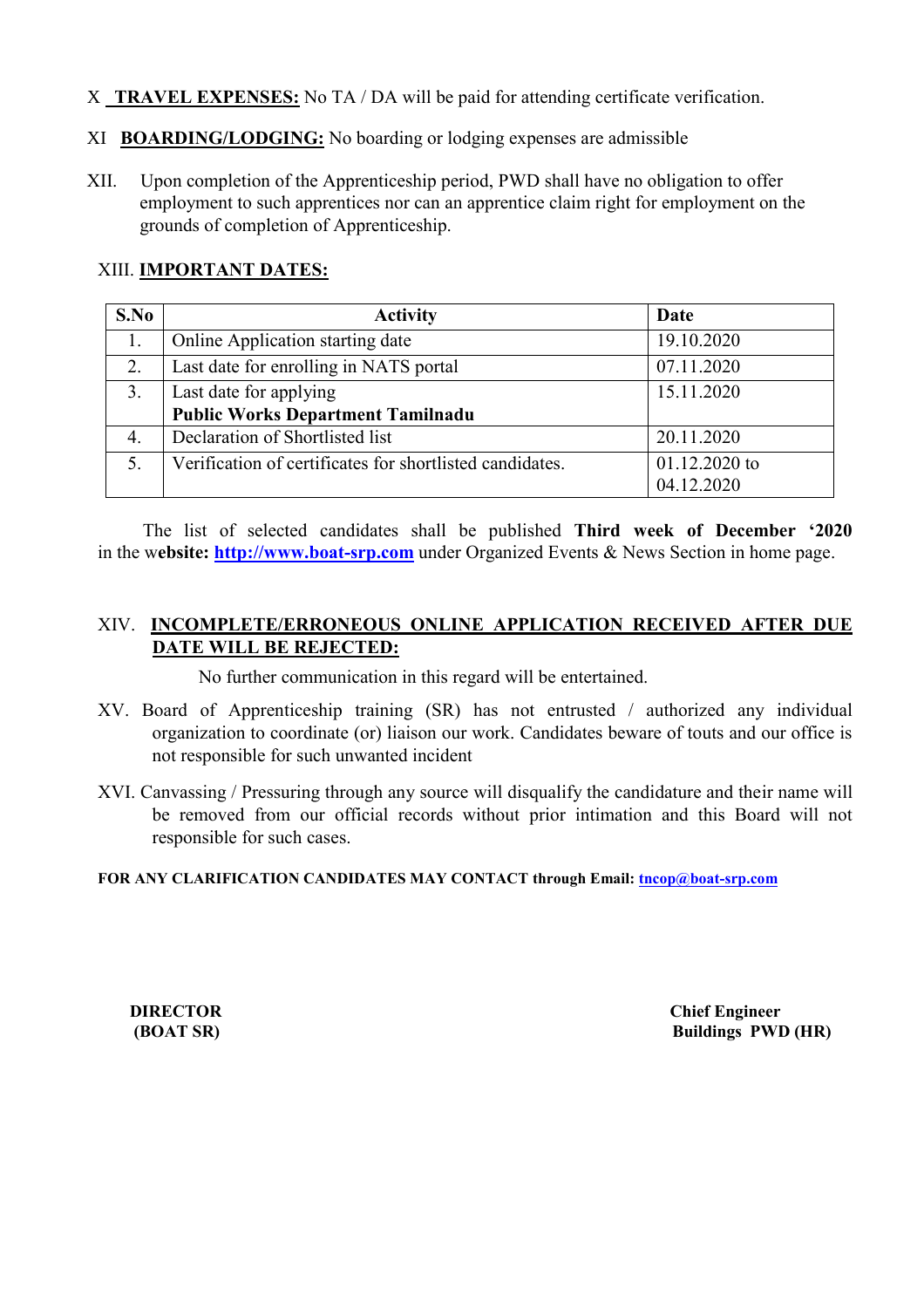X **TRAVEL EXPENSES:** No TA / DA will be paid for attending certificate verification.

XI **BOARDING/LODGING:** No boarding or lodging expenses are admissible

XII. Upon completion of the Apprenticeship period, PWD shall have no obligation to offer employment to such apprentices nor can an apprentice claim right for employment on the grounds of completion of Apprenticeship.

XIII. **IMPORTANT DATES:**

| S.No | Activity | Date |
|---|---|---|
| 1. | Online Application starting date | 19.10.2020 |
| 2. | Last date for enrolling in NATS portal | 07.11.2020 |
| 3. | Last date for applying **Public Works Department Tamilnadu** | 15.11.2020 |
| 4. | Declaration of Shortlisted list | 20.11.2020 |
| 5. | Verification of certificates for shortlisted candidates. | 01.12.2020 to 04.12.2020 |

The list of selected candidates shall be published **Third week of December '2020** in the w**ebsite: http://www.boat-srp.com** under Organized Events & News Section in home page.

XIV. **INCOMPLETE/ERRONEOUS ONLINE APPLICATION RECEIVED AFTER DUE DATE WILL BE REJECTED:**

No further communication in this regard will be entertained.

XV. Board of Apprenticeship training (SR) has not entrusted / authorized any individual organization to coordinate (or) liaison our work. Candidates beware of touts and our office is not responsible for such unwanted incident

XVI. Canvassing / Pressuring through any source will disqualify the candidature and their name will be removed from our official records without prior intimation and this Board will not responsible for such cases.

**FOR ANY CLARIFICATION CANDIDATES MAY CONTACT through Email: tncop@boat-srp.com**

**DIRECTOR**
**(BOAT SR)**

**Chief Engineer**
**Buildings PWD (HR)**